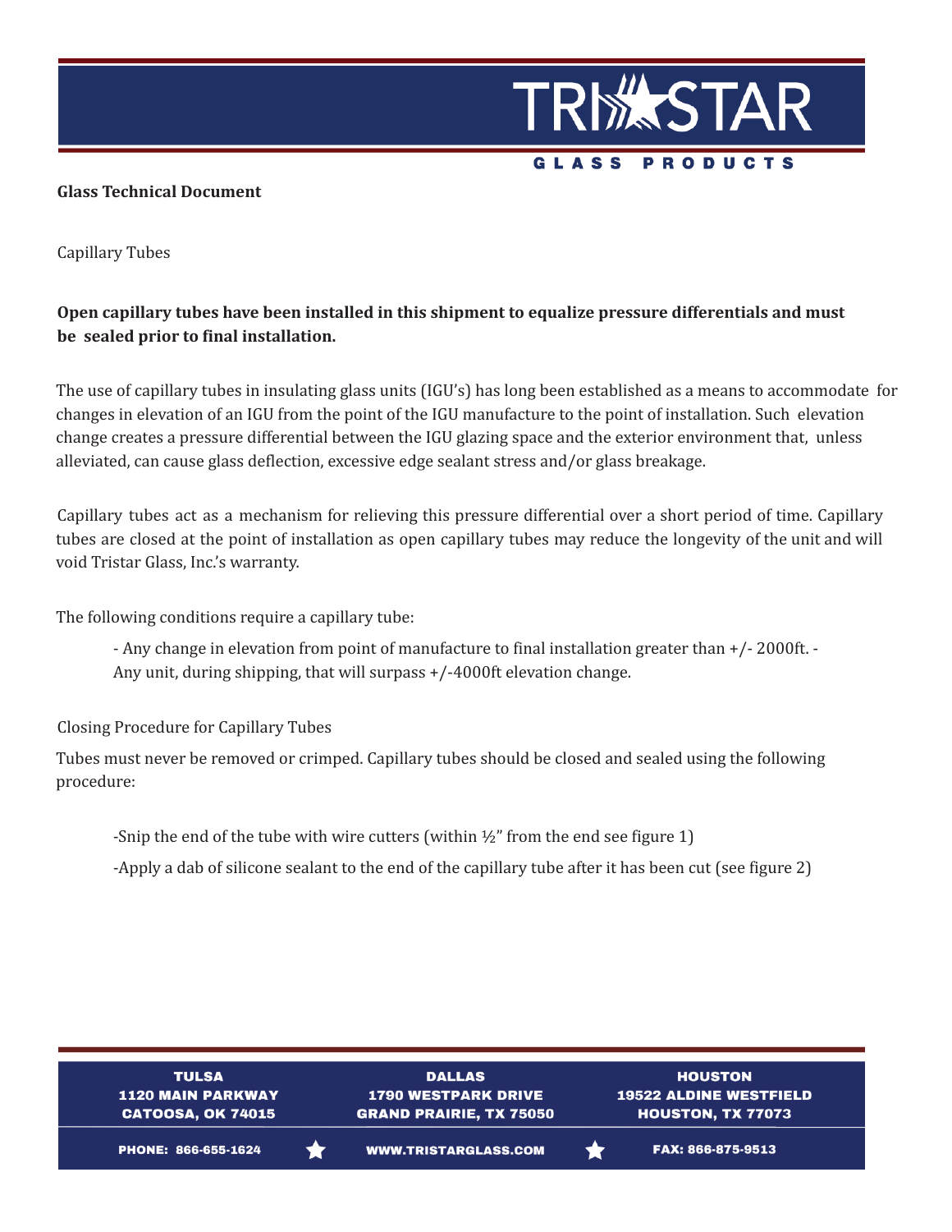**Glass Technical Document**

Capillary Tubes

**Open capillary tubes have been installed in this shipment to equalize pressure differentials and must be sealed prior to final installation.**

The use of capillary tubes in insulating glass units (IGU's) has long been established as a means to accommodate for changes in elevation of an IGU from the point of the IGU manufacture to the point of installation. Such elevation change creates a pressure differential between the IGU glazing space and the exterior environment that, unless alleviated, can cause glass deflection, excessive edge sealant stress and/or glass breakage.

Capillary tubes act as a mechanism for relieving this pressure differential over a short period of time. Capillary tubes are closed at the point of installation as open capillary tubes may reduce the longevity of the unit and will void Tristar Glass, Inc.'s warranty.

The following conditions require a capillary tube:

- Any change in elevation from point of manufacture to final installation greater than +/- 2000ft.
- Any unit, during shipping, that will surpass +/-4000ft elevation change.

Closing Procedure for Capillary Tubes

Tubes must never be removed or crimped. Capillary tubes should be closed and sealed using the following procedure:

-Snip the end of the tube with wire cutters (within ½" from the end see figure 1)

-Apply a dab of silicone sealant to the end of the capillary tube after it has been cut (see figure 2)

**TULSA**
**1120 MAIN PARKWAY**
**CATOOSA, OK 74015**

**DALLAS**
**1790 WESTPARK DRIVE**
**GRAND PRAIRIE, TX 75050**

**HOUSTON**
**19522 ALDINE WESTFIELD**
**HOUSTON, TX 77073**

**PHONE: 866-655-1624** | **WWW.TRISTARGLASS.COM** | **FAX: 866-875-9513**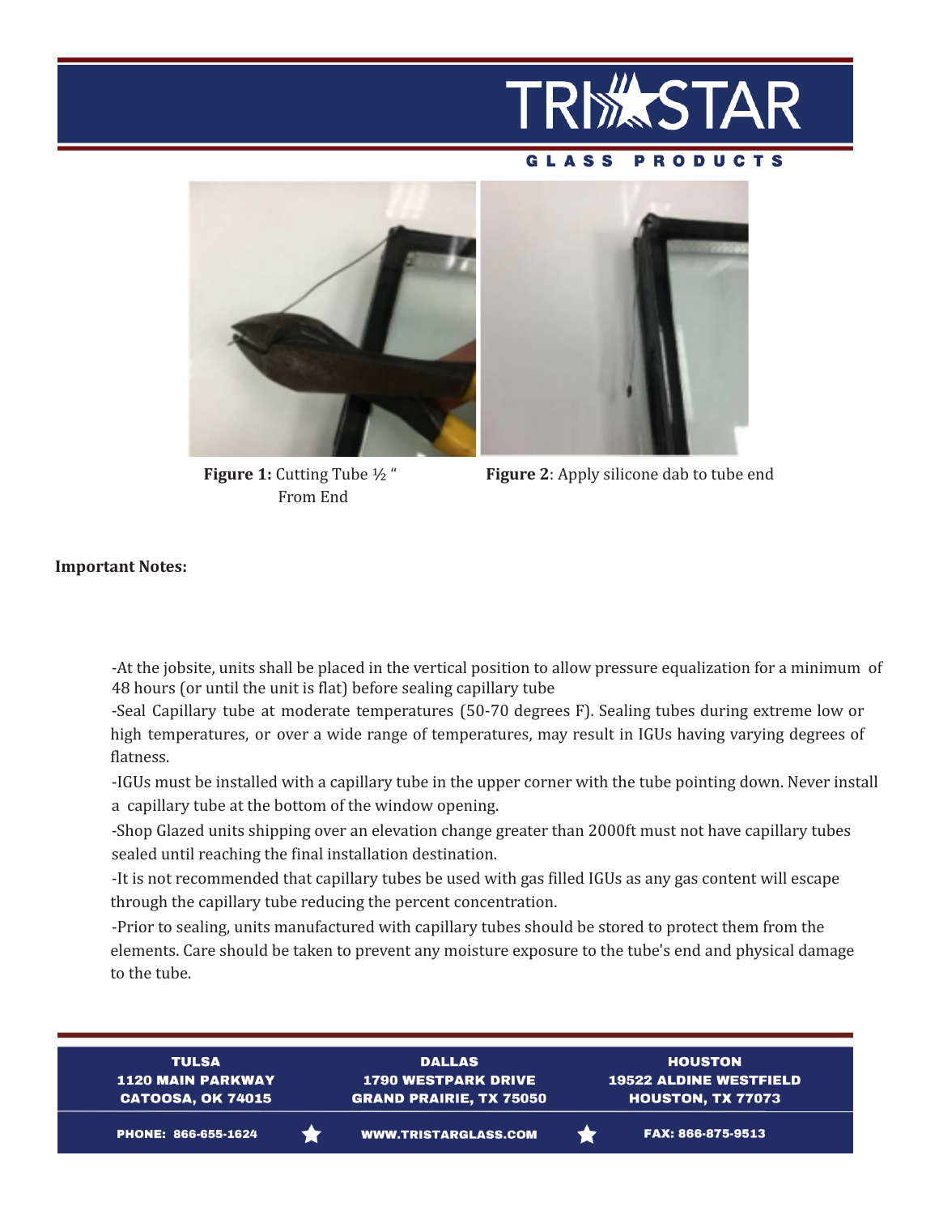**Figure 1:** Cutting Tube ½ " From End

**Figure 2**: Apply silicone dab to tube end

**Important Notes:**

-At the jobsite, units shall be placed in the vertical position to allow pressure equalization for a minimum of 48 hours (or until the unit is flat) before sealing capillary tube

-Seal Capillary tube at moderate temperatures (50-70 degrees F). Sealing tubes during extreme low or high temperatures, or over a wide range of temperatures, may result in IGUs having varying degrees of flatness.

-IGUs must be installed with a capillary tube in the upper corner with the tube pointing down. Never install a capillary tube at the bottom of the window opening.

-Shop Glazed units shipping over an elevation change greater than 2000ft must not have capillary tubes sealed until reaching the final installation destination.

-It is not recommended that capillary tubes be used with gas filled IGUs as any gas content will escape through the capillary tube reducing the percent concentration.

-Prior to sealing, units manufactured with capillary tubes should be stored to protect them from the elements. Care should be taken to prevent any moisture exposure to the tube's end and physical damage to the tube.